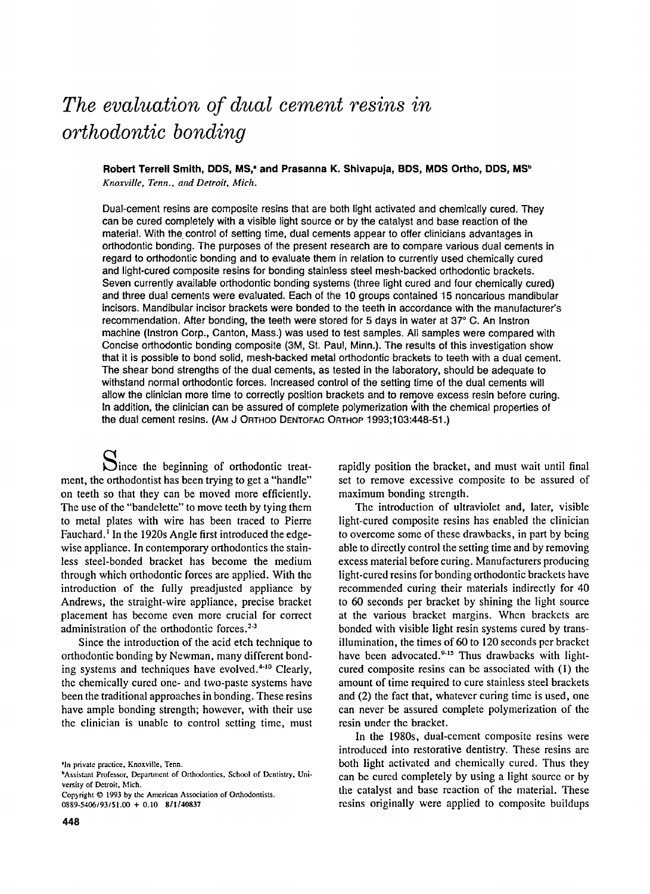# *The evaluation of dual cement resins in orthodontic bonding*

**Robert Terrell Smith, DDS, MS,[a] and Prasanna K. Shivapuja, BDS, MDS Ortho, DDS, MS[b]**
*Knoxville, Tenn., and Detroit, Mich.*

Dual-cement resins are composite resins that are both light activated and chemically cured. They can be cured completely with a visible light source or by the catalyst and base reaction of the material. With the control of setting time, dual cements appear to offer clinicians advantages in orthodontic bonding. The purposes of the present research are to compare various dual cements in regard to orthodontic bonding and to evaluate them in relation to currently used chemically cured and light-cured composite resins for bonding stainless steel mesh-backed orthodontic brackets. Seven currently available orthodontic bonding systems (three light cured and four chemically cured) and three dual cements were evaluated. Each of the 10 groups contained 15 noncarious mandibular incisors. Mandibular incisor brackets were bonded to the teeth in accordance with the manufacturer's recommendation. After bonding, the teeth were stored for 5 days in water at 37° C. An Instron machine (Instron Corp., Canton, Mass.) was used to test samples. All samples were compared with Concise orthodontic bonding composite (3M, St. Paul, Minn.). The results of this investigation show that it is possible to bond solid, mesh-backed metal orthodontic brackets to teeth with a dual cement. The shear bond strengths of the dual cements, as tested in the laboratory, should be adequate to withstand normal orthodontic forces. Increased control of the setting time of the dual cements will allow the clinician more time to correctly position brackets and to remove excess resin before curing. In addition, the clinician can be assured of complete polymerization with the chemical properties of the dual cement resins. (AM J ORTHOD DENTOFAC ORTHOP 1993;103:448-51.)

Since the beginning of orthodontic treatment, the orthodontist has been trying to get a "handle" on teeth so that they can be moved more efficiently. The use of the "bandelette" to move teeth by tying them to metal plates with wire has been traced to Pierre Fauchard.[1] In the 1920s Angle first introduced the edgewise appliance. In contemporary orthodontics the stainless steel-bonded bracket has become the medium through which orthodontic forces are applied. With the introduction of the fully preadjusted appliance by Andrews, the straight-wire appliance, precise bracket placement has become even more crucial for correct administration of the orthodontic forces.[2-3]

Since the introduction of the acid etch technique to orthodontic bonding by Newman, many different bonding systems and techniques have evolved.[4-10] Clearly, the chemically cured one- and two-paste systems have been the traditional approaches in bonding. These resins have ample bonding strength; however, with their use the clinician is unable to control setting time, must rapidly position the bracket, and must wait until final set to remove excessive composite to be assured of maximum bonding strength.

The introduction of ultraviolet and, later, visible light-cured composite resins has enabled the clinician to overcome some of these drawbacks, in part by being able to directly control the setting time and by removing excess material before curing. Manufacturers producing light-cured resins for bonding orthodontic brackets have recommended curing their materials indirectly for 40 to 60 seconds per bracket by shining the light source at the various bracket margins. When brackets are bonded with visible light resin systems cured by transillumination, the times of 60 to 120 seconds per bracket have been advocated.[9-15] Thus drawbacks with light-cured composite resins can be associated with (1) the amount of time required to cure stainless steel brackets and (2) the fact that, whatever curing time is used, one can never be assured complete polymerization of the resin under the bracket.

In the 1980s, dual-cement composite resins were introduced into restorative dentistry. These resins are both light activated and chemically cured. Thus they can be cured completely by using a light source or by the catalyst and base reaction of the material. These resins originally were applied to composite buildups

[a]In private practice, Knoxville, Tenn.
[b]Assistant Professor, Department of Orthodontics, School of Dentistry, University of Detroit, Mich.
Copyright © 1993 by the American Association of Orthodontists.
0889-5406/93/$1.00 + 0.10 8/1/40837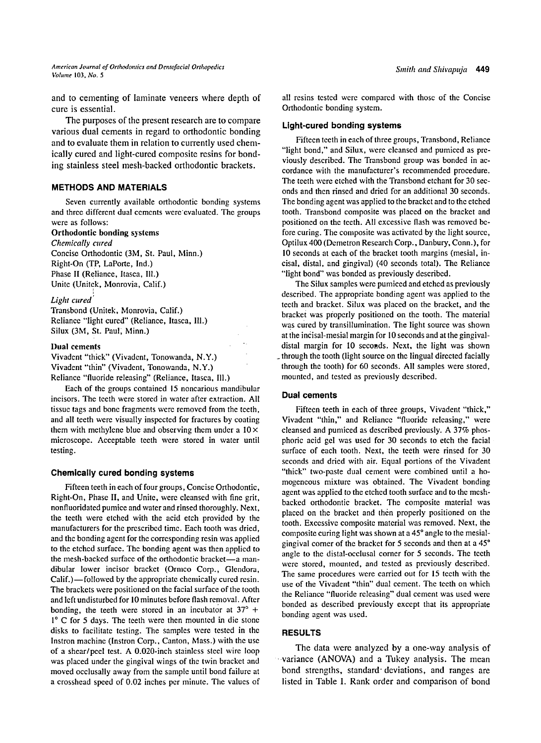and to cementing of laminate veneers where depth of cure is essential.

The purposes of the present research are to compare various dual cements in regard to orthodontic bonding and to evaluate them in relation to currently used chemically cured and light-cured composite resins for bonding stainless steel mesh-backed orthodontic brackets.

## METHODS AND MATERIALS

Seven currently available orthodontic bonding systems and three different dual cements were evaluated. The groups were as follows:

**Orthodontic bonding systems**

*Chemically cured*

Concise Orthodontic (3M, St. Paul, Minn.)
Right-On (TP, LaPorte, Ind.)
Phase II (Reliance, Itasca, Ill.)
Unite (Unitek, Monrovia, Calif.)

*Light cured*

Transbond (Unitek, Monrovia, Calif.)
Reliance "light cured" (Reliance, Itasca, Ill.)
Silux (3M, St. Paul, Minn.)

**Dual cements**

Vivadent "thick" (Vivadent, Tonowanda, N.Y.)
Vivadent "thin" (Vivadent, Tonowanda, N.Y.)
Reliance "fluoride releasing" (Reliance, Itasca, Ill.)

Each of the groups contained 15 noncarious mandibular incisors. The teeth were stored in water after extraction. All tissue tags and bone fragments were removed from the teeth, and all teeth were visually inspected for fractures by coating them with methylene blue and observing them under a 10× microscope. Acceptable teeth were stored in water until testing.

### Chemically cured bonding systems

Fifteen teeth in each of four groups, Concise Orthodontic, Right-On, Phase II, and Unite, were cleansed with fine grit, nonfluoridated pumice and water and rinsed thoroughly. Next, the teeth were etched with the acid etch provided by the manufacturers for the prescribed time. Each tooth was dried, and the bonding agent for the corresponding resin was applied to the etched surface. The bonding agent was then applied to the mesh-backed surface of the orthodontic bracket—a mandibular lower incisor bracket (Ormco Corp., Glendora, Calif.)—followed by the appropriate chemically cured resin. The brackets were positioned on the facial surface of the tooth and left undisturbed for 10 minutes before flash removal. After bonding, the teeth were stored in an incubator at 37° + 1° C for 5 days. The teeth were then mounted in die stone disks to facilitate testing. The samples were tested in the Instron machine (Instron Corp., Canton, Mass.) with the use of a shear/peel test. A 0.020-inch stainless steel wire loop was placed under the gingival wings of the twin bracket and moved occlusally away from the sample until bond failure at a crosshead speed of 0.02 inches per minute. The values of all resins tested were compared with those of the Concise Orthodontic bonding system.

### Light-cured bonding systems

Fifteen teeth in each of three groups, Transbond, Reliance "light bond," and Silux, were cleansed and pumiced as previously described. The Transbond group was bonded in accordance with the manufacturer's recommended procedure. The teeth were etched with the Transbond etchant for 30 seconds and then rinsed and dried for an additional 30 seconds. The bonding agent was applied to the bracket and to the etched tooth. Transbond composite was placed on the bracket and positioned on the teeth. All excessive flash was removed before curing. The composite was activated by the light source, Optilux 400 (Demetron Research Corp., Danbury, Conn.), for 10 seconds at each of the bracket tooth margins (mesial, incisal, distal, and gingival) (40 seconds total). The Reliance "light bond" was bonded as previously described.

The Silux samples were pumiced and etched as previously described. The appropriate bonding agent was applied to the teeth and bracket. Silux was placed on the bracket, and the bracket was properly positioned on the tooth. The material was cured by transillumination. The light source was shown at the incisal-mesial margin for 10 seconds and at the gingival-distal margin for 10 seconds. Next, the light was shown through the tooth (light source on the lingual directed facially through the tooth) for 60 seconds. All samples were stored, mounted, and tested as previously described.

### Dual cements

Fifteen teeth in each of three groups, Vivadent "thick," Vivadent "thin," and Reliance "fluoride releasing," were cleansed and pumiced as described previously. A 37% phosphoric acid gel was used for 30 seconds to etch the facial surface of each tooth. Next, the teeth were rinsed for 30 seconds and dried with air. Equal portions of the Vivadent "thick" two-paste dual cement were combined until a homogeneous mixture was obtained. The Vivadent bonding agent was applied to the etched tooth surface and to the mesh-backed orthodontic bracket. The composite material was placed on the bracket and then properly positioned on the tooth. Excessive composite material was removed. Next, the composite curing light was shown at a 45° angle to the mesial-gingival corner of the bracket for 5 seconds and then at a 45° angle to the distal-occlusal corner for 5 seconds. The teeth were stored, mounted, and tested as previously described. The same procedures were carried out for 15 teeth with the use of the Vivadent "thin" dual cement. The teeth on which the Reliance "fluoride releasing" dual cement was used were bonded as described previously except that its appropriate bonding agent was used.

## RESULTS

The data were analyzed by a one-way analysis of variance (ANOVA) and a Tukey analysis. The mean bond strengths, standard deviations, and ranges are listed in Table I. Rank order and comparison of bond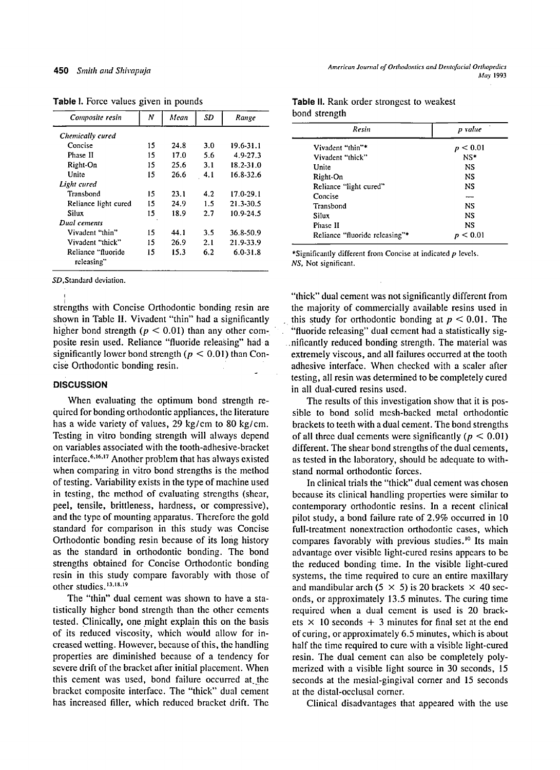**Table I.** Force values given in pounds

| Composite resin | N | Mean | SD | Range |
|---|---|---|---|---|
| *Chemically cured* | | | | |
| Concise | 15 | 24.8 | 3.0 | 19.6-31.1 |
| Phase II | 15 | 17.0 | 5.6 | 4.9-27.3 |
| Right-On | 15 | 25.6 | 3.1 | 18.2-31.0 |
| Unite | 15 | 26.6 | 4.1 | 16.8-32.6 |
| *Light cured* | | | | |
| Transbond | 15 | 23.1 | 4.2 | 17.0-29.1 |
| Reliance light cured | 15 | 24.9 | 1.5 | 21.3-30.5 |
| Silux | 15 | 18.9 | 2.7 | 10.9-24.5 |
| *Dual cements* | | | | |
| Vivadent "thin" | 15 | 44.1 | 3.5 | 36.8-50.9 |
| Vivadent "thick" | 15 | 26.9 | 2.1 | 21.9-33.9 |
| Reliance "fluoride releasing" | 15 | 15.3 | 6.2 | 6.0-31.8 |

*SD*, Standard deviation.

**Table II.** Rank order strongest to weakest bond strength

| Resin | p value |
|---|---|
| Vivadent "thin"* | $p < 0.01$ |
| Vivadent "thick" | NS* |
| Unite | NS |
| Right-On | NS |
| Reliance "light cured" | NS |
| Concise | — |
| Transbond | NS |
| Silux | NS |
| Phase II | NS |
| Reliance "fluoride releasing"* | $p < 0.01$ |

*Significantly different from Concise at indicated $p$ levels.
*NS*, Not significant.

strengths with Concise Orthodontic bonding resin are shown in Table II. Vivadent "thin" had a significantly higher bond strength ($p < 0.01$) than any other composite resin used. Reliance "fluoride releasing" had a significantly lower bond strength ($p < 0.01$) than Concise Orthodontic bonding resin.

## DISCUSSION

When evaluating the optimum bond strength required for bonding orthodontic appliances, the literature has a wide variety of values, 29 kg/cm to 80 kg/cm. Testing in vitro bonding strength will always depend on variables associated with the tooth-adhesive-bracket interface.[6,16,17] Another problem that has always existed when comparing in vitro bond strengths is the method of testing. Variability exists in the type of machine used in testing, the method of evaluating strengths (shear, peel, tensile, brittleness, hardness, or compressive), and the type of mounting apparatus. Therefore the gold standard for comparison in this study was Concise Orthodontic bonding resin because of its long history as the standard in orthodontic bonding. The bond strengths obtained for Concise Orthodontic bonding resin in this study compare favorably with those of other studies.[13,18,19]

The "thin" dual cement was shown to have a statistically higher bond strength than the other cements tested. Clinically, one might explain this on the basis of its reduced viscosity, which would allow for increased wetting. However, because of this, the handling properties are diminished because of a tendency for severe drift of the bracket after initial placement. When this cement was used, bond failure occurred at the bracket composite interface. The "thick" dual cement has increased filler, which reduced bracket drift. The "thick" dual cement was not significantly different from the majority of commercially available resins used in this study for orthodontic bonding at $p < 0.01$. The "fluoride releasing" dual cement had a statistically significantly reduced bonding strength. The material was extremely viscous, and all failures occurred at the tooth adhesive interface. When checked with a scaler after testing, all resin was determined to be completely cured in all dual-cured resins used.

The results of this investigation show that it is possible to bond solid mesh-backed metal orthodontic brackets to teeth with a dual cement. The bond strengths of all three dual cements were significantly ($p < 0.01$) different. The shear bond strengths of the dual cements, as tested in the laboratory, should be adequate to withstand normal orthodontic forces.

In clinical trials the "thick" dual cement was chosen because its clinical handling properties were similar to contemporary orthodontic resins. In a recent clinical pilot study, a bond failure rate of 2.9% occurred in 10 full-treatment nonextraction orthodontic cases, which compares favorably with previous studies.[10] Its main advantage over visible light-cured resins appears to be the reduced bonding time. In the visible light-cured systems, the time required to cure an entire maxillary and mandibular arch ($5 \times 5$) is 20 brackets $\times$ 40 seconds, or approximately 13.5 minutes. The curing time required when a dual cement is used is 20 brackets $\times$ 10 seconds + 3 minutes for final set at the end of curing, or approximately 6.5 minutes, which is about half the time required to cure with a visible light-cured resin. The dual cement can also be completely polymerized with a visible light source in 30 seconds, 15 seconds at the mesial-gingival corner and 15 seconds at the distal-occlusal corner.

Clinical disadvantages that appeared with the use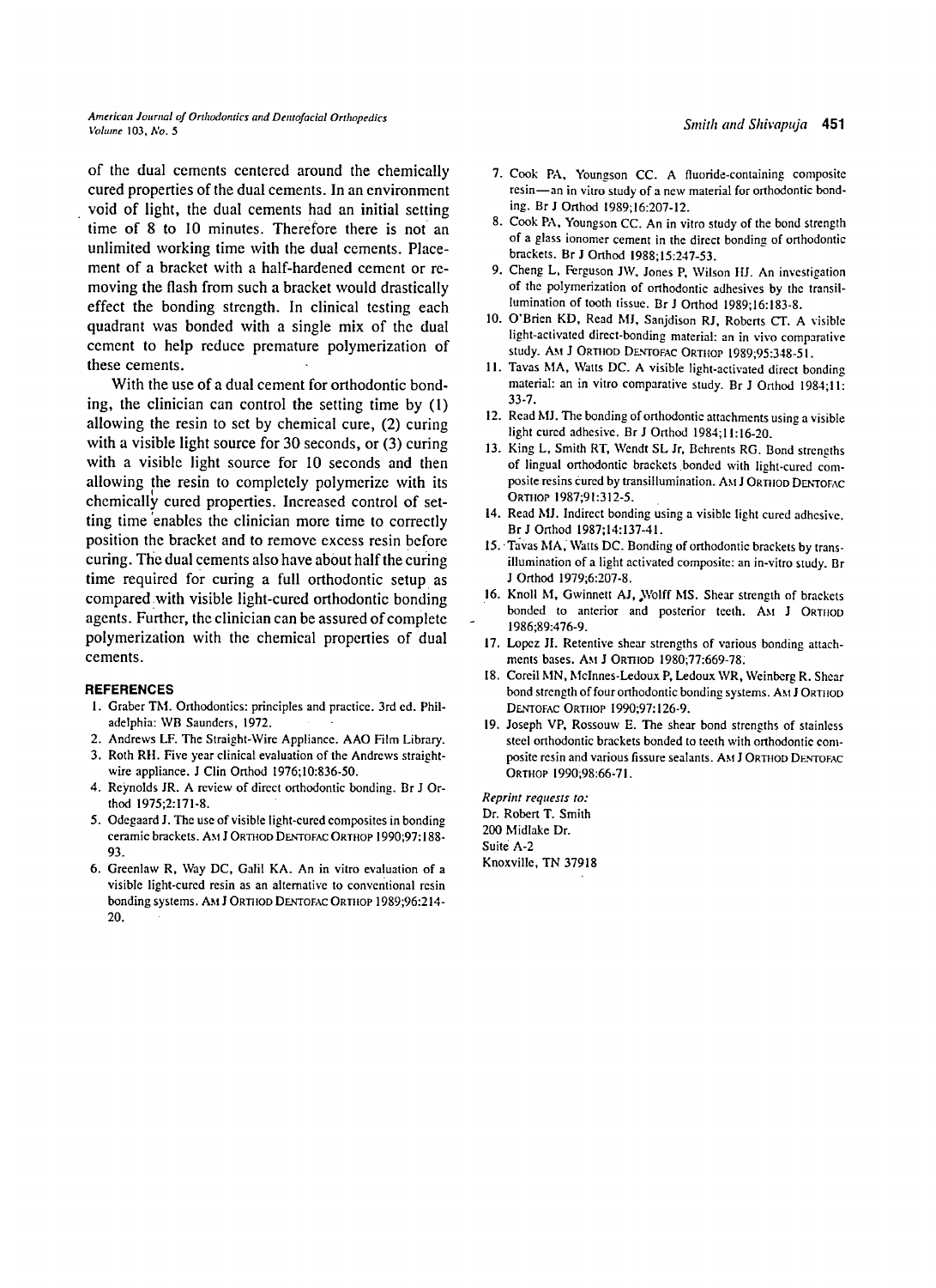of the dual cements centered around the chemically cured properties of the dual cements. In an environment void of light, the dual cements had an initial setting time of 8 to 10 minutes. Therefore there is not an unlimited working time with the dual cements. Placement of a bracket with a half-hardened cement or removing the flash from such a bracket would drastically effect the bonding strength. In clinical testing each quadrant was bonded with a single mix of the dual cement to help reduce premature polymerization of these cements.

With the use of a dual cement for orthodontic bonding, the clinician can control the setting time by (1) allowing the resin to set by chemical cure, (2) curing with a visible light source for 30 seconds, or (3) curing with a visible light source for 10 seconds and then allowing the resin to completely polymerize with its chemically cured properties. Increased control of setting time enables the clinician more time to correctly position the bracket and to remove excess resin before curing. The dual cements also have about half the curing time required for curing a full orthodontic setup as compared with visible light-cured orthodontic bonding agents. Further, the clinician can be assured of complete polymerization with the chemical properties of dual cements.

## REFERENCES

1. Graber TM. Orthodontics: principles and practice. 3rd ed. Philadelphia: WB Saunders, 1972.
2. Andrews LF. The Straight-Wire Appliance. AAO Film Library.
3. Roth RH. Five year clinical evaluation of the Andrews straight-wire appliance. J Clin Orthod 1976;10:836-50.
4. Reynolds JR. A review of direct orthodontic bonding. Br J Orthod 1975;2:171-8.
5. Odegaard J. The use of visible light-cured composites in bonding ceramic brackets. AM J ORTHOD DENTOFAC ORTHOP 1990;97:188-93.
6. Greenlaw R, Way DC, Galil KA. An in vitro evaluation of a visible light-cured resin as an alternative to conventional resin bonding systems. AM J ORTHOD DENTOFAC ORTHOP 1989;96:214-20.
7. Cook PA, Youngson CC. A fluoride-containing composite resin—an in vitro study of a new material for orthodontic bonding. Br J Orthod 1989;16:207-12.
8. Cook PA, Youngson CC. An in vitro study of the bond strength of a glass ionomer cement in the direct bonding of orthodontic brackets. Br J Orthod 1988;15:247-53.
9. Cheng L, Ferguson JW, Jones P, Wilson HJ. An investigation of the polymerization of orthodontic adhesives by the transillumination of tooth tissue. Br J Orthod 1989;16:183-8.
10. O'Brien KD, Read MJ, Sanjdison RJ, Roberts CT. A visible light-activated direct-bonding material: an in vivo comparative study. AM J ORTHOD DENTOFAC ORTHOP 1989;95:348-51.
11. Tavas MA, Watts DC. A visible light-activated direct bonding material: an in vitro comparative study. Br J Orthod 1984;11:33-7.
12. Read MJ. The bonding of orthodontic attachments using a visible light cured adhesive. Br J Orthod 1984;11:16-20.
13. King L, Smith RT, Wendt SL Jr, Behrents RG. Bond strengths of lingual orthodontic brackets bonded with light-cured composite resins cured by transillumination. AM J ORTHOD DENTOFAC ORTHOP 1987;91:312-5.
14. Read MJ. Indirect bonding using a visible light cured adhesive. Br J Orthod 1987;14:137-41.
15. Tavas MA, Watts DC. Bonding of orthodontic brackets by transillumination of a light activated composite: an in-vitro study. Br J Orthod 1979;6:207-8.
16. Knoll M, Gwinnett AJ, Wolff MS. Shear strength of brackets bonded to anterior and posterior teeth. AM J ORTHOD 1986;89:476-9.
17. Lopez JI. Retentive shear strengths of various bonding attachments bases. AM J ORTHOD 1980;77:669-78.
18. Coreil MN, McInnes-Ledoux P, Ledoux WR, Weinberg R. Shear bond strength of four orthodontic bonding systems. AM J ORTHOD DENTOFAC ORTHOP 1990;97:126-9.
19. Joseph VP, Rossouw E. The shear bond strengths of stainless steel orthodontic brackets bonded to teeth with orthodontic composite resin and various fissure sealants. AM J ORTHOD DENTOFAC ORTHOP 1990;98:66-71.

*Reprint requests to:*
Dr. Robert T. Smith
200 Midlake Dr.
Suite A-2
Knoxville, TN 37918